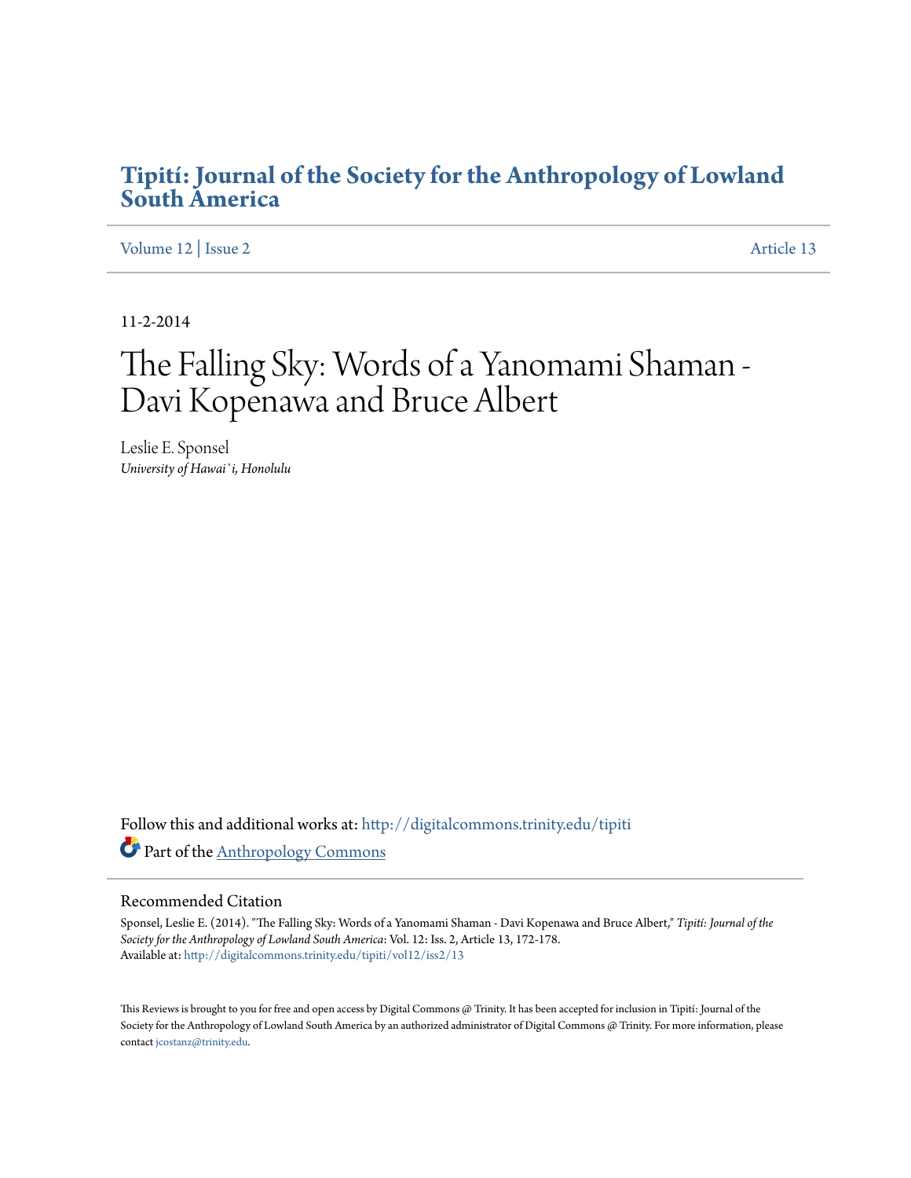# Tipití: Journal of the Society for the Anthropology of Lowland South America

Volume 12 | Issue 2 Article 13

11-2-2014

# The Falling Sky: Words of a Yanomami Shaman - Davi Kopenawa and Bruce Albert

Leslie E. Sponsel
*University of Hawai`i, Honolulu*

Follow this and additional works at: http://digitalcommons.trinity.edu/tipiti

Part of the Anthropology Commons

## Recommended Citation

Sponsel, Leslie E. (2014). "The Falling Sky: Words of a Yanomami Shaman - Davi Kopenawa and Bruce Albert," *Tipití: Journal of the Society for the Anthropology of Lowland South America*: Vol. 12: Iss. 2, Article 13, 172-178.
Available at: http://digitalcommons.trinity.edu/tipiti/vol12/iss2/13

This Reviews is brought to you for free and open access by Digital Commons @ Trinity. It has been accepted for inclusion in Tipití: Journal of the Society for the Anthropology of Lowland South America by an authorized administrator of Digital Commons @ Trinity. For more information, please contact jcostanz@trinity.edu.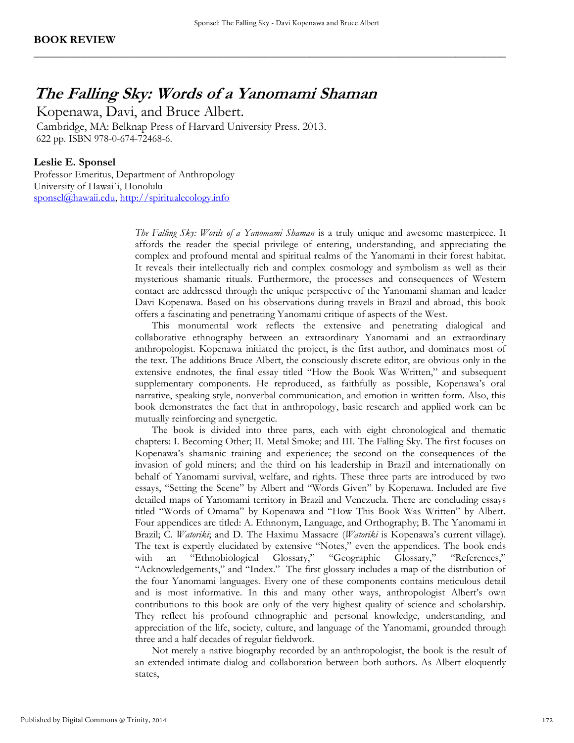**BOOK REVIEW**

# *The Falling Sky: Words of a Yanomami Shaman*

Kopenawa, Davi, and Bruce Albert.
Cambridge, MA: Belknap Press of Harvard University Press. 2013.
622 pp. ISBN 978-0-674-72468-6.

**Leslie E. Sponsel**
Professor Emeritus, Department of Anthropology
University of Hawai`i, Honolulu
sponsel@hawaii.edu, http://spiritualecology.info

*The Falling Sky: Words of a Yanomami Shaman* is a truly unique and awesome masterpiece. It affords the reader the special privilege of entering, understanding, and appreciating the complex and profound mental and spiritual realms of the Yanomami in their forest habitat. It reveals their intellectually rich and complex cosmology and symbolism as well as their mysterious shamanic rituals. Furthermore, the processes and consequences of Western contact are addressed through the unique perspective of the Yanomami shaman and leader Davi Kopenawa. Based on his observations during travels in Brazil and abroad, this book offers a fascinating and penetrating Yanomami critique of aspects of the West.

This monumental work reflects the extensive and penetrating dialogical and collaborative ethnography between an extraordinary Yanomami and an extraordinary anthropologist. Kopenawa initiated the project, is the first author, and dominates most of the text. The additions Bruce Albert, the consciously discrete editor, are obvious only in the extensive endnotes, the final essay titled "How the Book Was Written," and subsequent supplementary components. He reproduced, as faithfully as possible, Kopenawa's oral narrative, speaking style, nonverbal communication, and emotion in written form. Also, this book demonstrates the fact that in anthropology, basic research and applied work can be mutually reinforcing and synergetic.

The book is divided into three parts, each with eight chronological and thematic chapters: I. Becoming Other; II. Metal Smoke; and III. The Falling Sky. The first focuses on Kopenawa's shamanic training and experience; the second on the consequences of the invasion of gold miners; and the third on his leadership in Brazil and internationally on behalf of Yanomami survival, welfare, and rights. These three parts are introduced by two essays, "Setting the Scene" by Albert and "Words Given" by Kopenawa. Included are five detailed maps of Yanomami territory in Brazil and Venezuela. There are concluding essays titled "Words of Omama" by Kopenawa and "How This Book Was Written" by Albert. Four appendices are titled: A. Ethnonym, Language, and Orthography; B. The Yanomami in Brazil; C. *Watoriki*; and D. The Haximu Massacre (*Watoriki* is Kopenawa's current village). The text is expertly elucidated by extensive "Notes," even the appendices. The book ends with an "Ethnobiological Glossary," "Geographic Glossary," "References," "Acknowledgements," and "Index." The first glossary includes a map of the distribution of the four Yanomami languages. Every one of these components contains meticulous detail and is most informative. In this and many other ways, anthropologist Albert's own contributions to this book are only of the very highest quality of science and scholarship. They reflect his profound ethnographic and personal knowledge, understanding, and appreciation of the life, society, culture, and language of the Yanomami, grounded through three and a half decades of regular fieldwork.

Not merely a native biography recorded by an anthropologist, the book is the result of an extended intimate dialog and collaboration between both authors. As Albert eloquently states,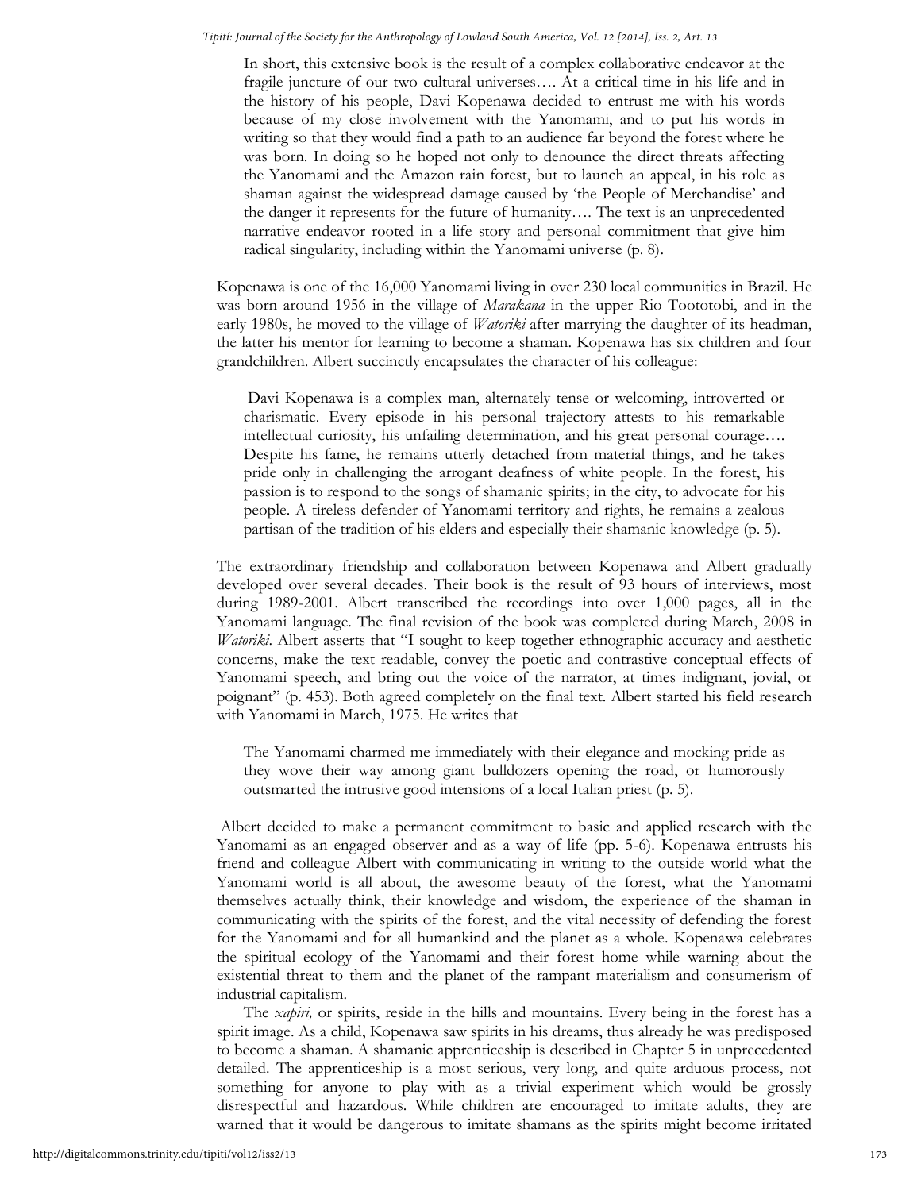> In short, this extensive book is the result of a complex collaborative endeavor at the fragile juncture of our two cultural universes…. At a critical time in his life and in the history of his people, Davi Kopenawa decided to entrust me with his words because of my close involvement with the Yanomami, and to put his words in writing so that they would find a path to an audience far beyond the forest where he was born. In doing so he hoped not only to denounce the direct threats affecting the Yanomami and the Amazon rain forest, but to launch an appeal, in his role as shaman against the widespread damage caused by 'the People of Merchandise' and the danger it represents for the future of humanity…. The text is an unprecedented narrative endeavor rooted in a life story and personal commitment that give him radical singularity, including within the Yanomami universe (p. 8).

Kopenawa is one of the 16,000 Yanomami living in over 230 local communities in Brazil. He was born around 1956 in the village of *Marakana* in the upper Rio Toototobi, and in the early 1980s, he moved to the village of *Watoriki* after marrying the daughter of its headman, the latter his mentor for learning to become a shaman. Kopenawa has six children and four grandchildren. Albert succinctly encapsulates the character of his colleague:

> Davi Kopenawa is a complex man, alternately tense or welcoming, introverted or charismatic. Every episode in his personal trajectory attests to his remarkable intellectual curiosity, his unfailing determination, and his great personal courage…. Despite his fame, he remains utterly detached from material things, and he takes pride only in challenging the arrogant deafness of white people. In the forest, his passion is to respond to the songs of shamanic spirits; in the city, to advocate for his people. A tireless defender of Yanomami territory and rights, he remains a zealous partisan of the tradition of his elders and especially their shamanic knowledge (p. 5).

The extraordinary friendship and collaboration between Kopenawa and Albert gradually developed over several decades. Their book is the result of 93 hours of interviews, most during 1989-2001. Albert transcribed the recordings into over 1,000 pages, all in the Yanomami language. The final revision of the book was completed during March, 2008 in *Watoriki*. Albert asserts that "I sought to keep together ethnographic accuracy and aesthetic concerns, make the text readable, convey the poetic and contrastive conceptual effects of Yanomami speech, and bring out the voice of the narrator, at times indignant, jovial, or poignant" (p. 453). Both agreed completely on the final text. Albert started his field research with Yanomami in March, 1975. He writes that

> The Yanomami charmed me immediately with their elegance and mocking pride as they wove their way among giant bulldozers opening the road, or humorously outsmarted the intrusive good intensions of a local Italian priest (p. 5).

Albert decided to make a permanent commitment to basic and applied research with the Yanomami as an engaged observer and as a way of life (pp. 5-6). Kopenawa entrusts his friend and colleague Albert with communicating in writing to the outside world what the Yanomami world is all about, the awesome beauty of the forest, what the Yanomami themselves actually think, their knowledge and wisdom, the experience of the shaman in communicating with the spirits of the forest, and the vital necessity of defending the forest for the Yanomami and for all humankind and the planet as a whole. Kopenawa celebrates the spiritual ecology of the Yanomami and their forest home while warning about the existential threat to them and the planet of the rampant materialism and consumerism of industrial capitalism.

The *xapiri,* or spirits, reside in the hills and mountains. Every being in the forest has a spirit image. As a child, Kopenawa saw spirits in his dreams, thus already he was predisposed to become a shaman. A shamanic apprenticeship is described in Chapter 5 in unprecedented detailed. The apprenticeship is a most serious, very long, and quite arduous process, not something for anyone to play with as a trivial experiment which would be grossly disrespectful and hazardous. While children are encouraged to imitate adults, they are warned that it would be dangerous to imitate shamans as the spirits might become irritated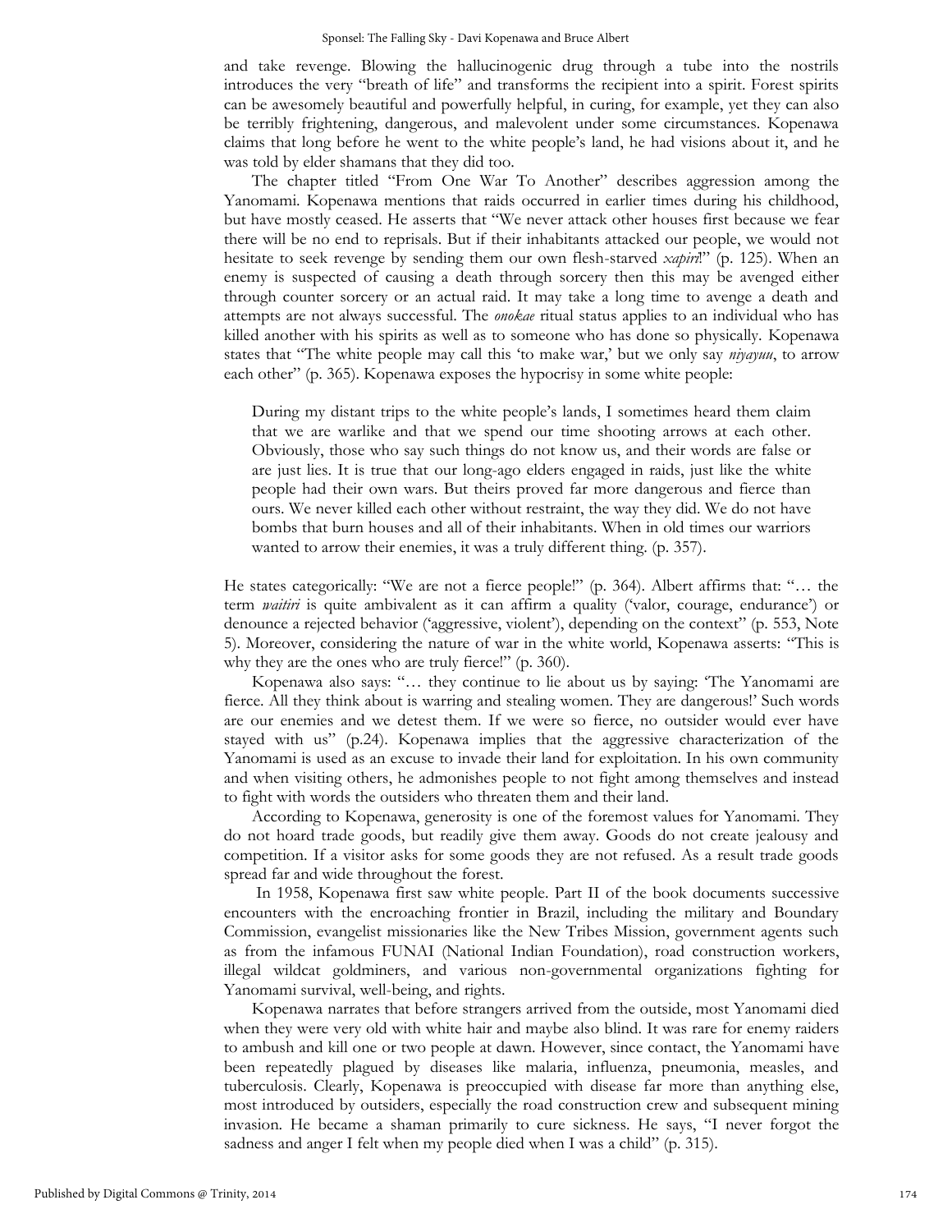and take revenge. Blowing the hallucinogenic drug through a tube into the nostrils introduces the very "breath of life" and transforms the recipient into a spirit. Forest spirits can be awesomely beautiful and powerfully helpful, in curing, for example, yet they can also be terribly frightening, dangerous, and malevolent under some circumstances. Kopenawa claims that long before he went to the white people's land, he had visions about it, and he was told by elder shamans that they did too.

The chapter titled "From One War To Another" describes aggression among the Yanomami. Kopenawa mentions that raids occurred in earlier times during his childhood, but have mostly ceased. He asserts that "We never attack other houses first because we fear there will be no end to reprisals. But if their inhabitants attacked our people, we would not hesitate to seek revenge by sending them our own flesh-starved *xapiri*!" (p. 125). When an enemy is suspected of causing a death through sorcery then this may be avenged either through counter sorcery or an actual raid. It may take a long time to avenge a death and attempts are not always successful. The *onokae* ritual status applies to an individual who has killed another with his spirits as well as to someone who has done so physically. Kopenawa states that "The white people may call this 'to make war,' but we only say *niyayuu*, to arrow each other" (p. 365). Kopenawa exposes the hypocrisy in some white people:

> During my distant trips to the white people's lands, I sometimes heard them claim that we are warlike and that we spend our time shooting arrows at each other. Obviously, those who say such things do not know us, and their words are false or are just lies. It is true that our long-ago elders engaged in raids, just like the white people had their own wars. But theirs proved far more dangerous and fierce than ours. We never killed each other without restraint, the way they did. We do not have bombs that burn houses and all of their inhabitants. When in old times our warriors wanted to arrow their enemies, it was a truly different thing. (p. 357).

He states categorically: "We are not a fierce people!" (p. 364). Albert affirms that: "… the term *waitiri* is quite ambivalent as it can affirm a quality ('valor, courage, endurance') or denounce a rejected behavior ('aggressive, violent'), depending on the context" (p. 553, Note 5). Moreover, considering the nature of war in the white world, Kopenawa asserts: "This is why they are the ones who are truly fierce!" (p. 360).

Kopenawa also says: "… they continue to lie about us by saying: 'The Yanomami are fierce. All they think about is warring and stealing women. They are dangerous!' Such words are our enemies and we detest them. If we were so fierce, no outsider would ever have stayed with us" (p.24). Kopenawa implies that the aggressive characterization of the Yanomami is used as an excuse to invade their land for exploitation. In his own community and when visiting others, he admonishes people to not fight among themselves and instead to fight with words the outsiders who threaten them and their land.

According to Kopenawa, generosity is one of the foremost values for Yanomami. They do not hoard trade goods, but readily give them away. Goods do not create jealousy and competition. If a visitor asks for some goods they are not refused. As a result trade goods spread far and wide throughout the forest.

In 1958, Kopenawa first saw white people. Part II of the book documents successive encounters with the encroaching frontier in Brazil, including the military and Boundary Commission, evangelist missionaries like the New Tribes Mission, government agents such as from the infamous FUNAI (National Indian Foundation), road construction workers, illegal wildcat goldminers, and various non-governmental organizations fighting for Yanomami survival, well-being, and rights.

Kopenawa narrates that before strangers arrived from the outside, most Yanomami died when they were very old with white hair and maybe also blind. It was rare for enemy raiders to ambush and kill one or two people at dawn. However, since contact, the Yanomami have been repeatedly plagued by diseases like malaria, influenza, pneumonia, measles, and tuberculosis. Clearly, Kopenawa is preoccupied with disease far more than anything else, most introduced by outsiders, especially the road construction crew and subsequent mining invasion. He became a shaman primarily to cure sickness. He says, "I never forgot the sadness and anger I felt when my people died when I was a child" (p. 315).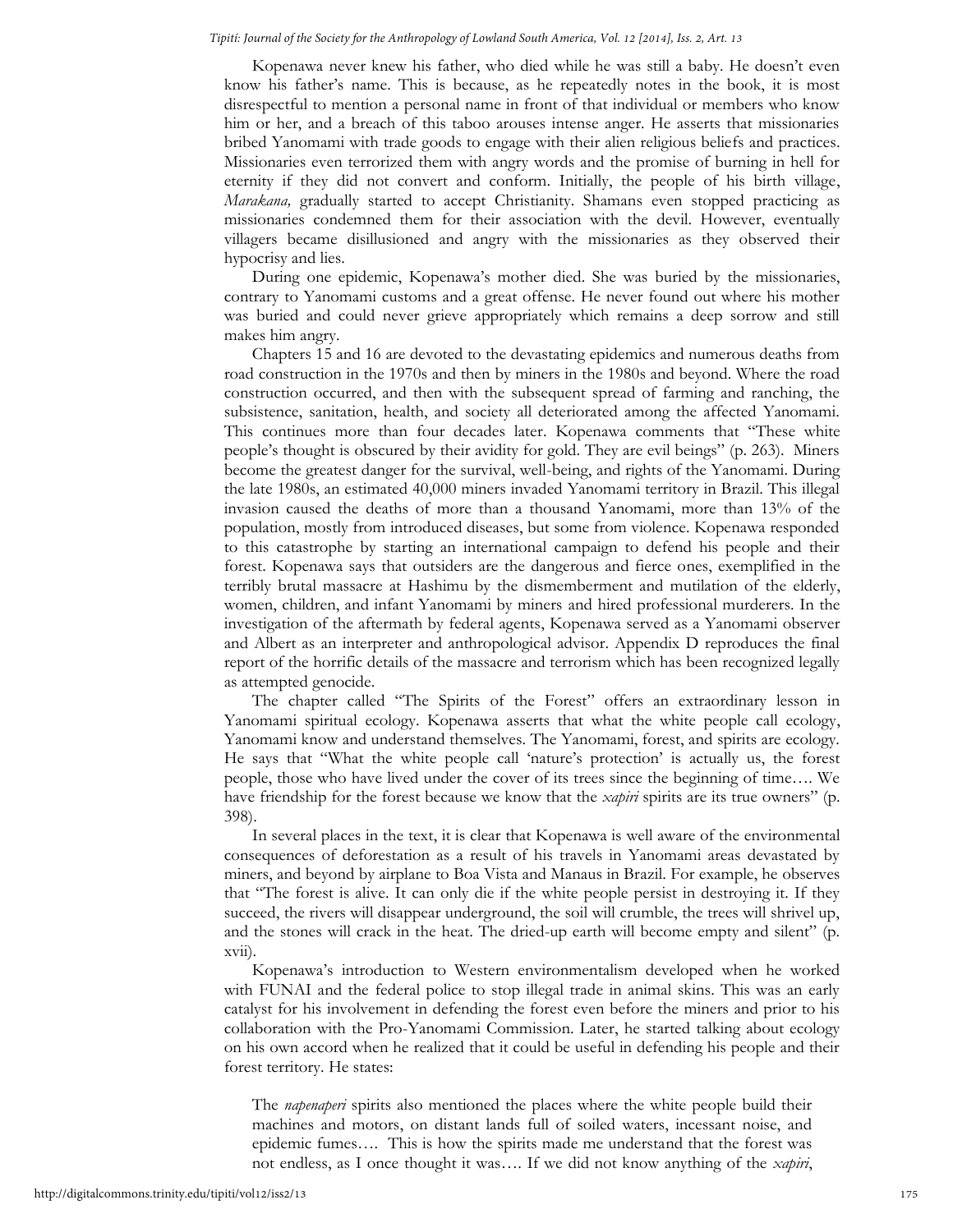Kopenawa never knew his father, who died while he was still a baby. He doesn't even know his father's name. This is because, as he repeatedly notes in the book, it is most disrespectful to mention a personal name in front of that individual or members who know him or her, and a breach of this taboo arouses intense anger. He asserts that missionaries bribed Yanomami with trade goods to engage with their alien religious beliefs and practices. Missionaries even terrorized them with angry words and the promise of burning in hell for eternity if they did not convert and conform. Initially, the people of his birth village, *Marakana,* gradually started to accept Christianity. Shamans even stopped practicing as missionaries condemned them for their association with the devil. However, eventually villagers became disillusioned and angry with the missionaries as they observed their hypocrisy and lies.

During one epidemic, Kopenawa's mother died. She was buried by the missionaries, contrary to Yanomami customs and a great offense. He never found out where his mother was buried and could never grieve appropriately which remains a deep sorrow and still makes him angry.

Chapters 15 and 16 are devoted to the devastating epidemics and numerous deaths from road construction in the 1970s and then by miners in the 1980s and beyond. Where the road construction occurred, and then with the subsequent spread of farming and ranching, the subsistence, sanitation, health, and society all deteriorated among the affected Yanomami. This continues more than four decades later. Kopenawa comments that "These white people's thought is obscured by their avidity for gold. They are evil beings" (p. 263). Miners become the greatest danger for the survival, well-being, and rights of the Yanomami. During the late 1980s, an estimated 40,000 miners invaded Yanomami territory in Brazil. This illegal invasion caused the deaths of more than a thousand Yanomami, more than 13% of the population, mostly from introduced diseases, but some from violence. Kopenawa responded to this catastrophe by starting an international campaign to defend his people and their forest. Kopenawa says that outsiders are the dangerous and fierce ones, exemplified in the terribly brutal massacre at Hashimu by the dismemberment and mutilation of the elderly, women, children, and infant Yanomami by miners and hired professional murderers. In the investigation of the aftermath by federal agents, Kopenawa served as a Yanomami observer and Albert as an interpreter and anthropological advisor. Appendix D reproduces the final report of the horrific details of the massacre and terrorism which has been recognized legally as attempted genocide.

The chapter called "The Spirits of the Forest" offers an extraordinary lesson in Yanomami spiritual ecology. Kopenawa asserts that what the white people call ecology, Yanomami know and understand themselves. The Yanomami, forest, and spirits are ecology. He says that "What the white people call 'nature's protection' is actually us, the forest people, those who have lived under the cover of its trees since the beginning of time…. We have friendship for the forest because we know that the *xapiri* spirits are its true owners" (p. 398).

In several places in the text, it is clear that Kopenawa is well aware of the environmental consequences of deforestation as a result of his travels in Yanomami areas devastated by miners, and beyond by airplane to Boa Vista and Manaus in Brazil. For example, he observes that "The forest is alive. It can only die if the white people persist in destroying it. If they succeed, the rivers will disappear underground, the soil will crumble, the trees will shrivel up, and the stones will crack in the heat. The dried-up earth will become empty and silent" (p. xvii).

Kopenawa's introduction to Western environmentalism developed when he worked with FUNAI and the federal police to stop illegal trade in animal skins. This was an early catalyst for his involvement in defending the forest even before the miners and prior to his collaboration with the Pro-Yanomami Commission. Later, he started talking about ecology on his own accord when he realized that it could be useful in defending his people and their forest territory. He states:

> The *napenaperi* spirits also mentioned the places where the white people build their machines and motors, on distant lands full of soiled waters, incessant noise, and epidemic fumes…. This is how the spirits made me understand that the forest was not endless, as I once thought it was…. If we did not know anything of the *xapiri*,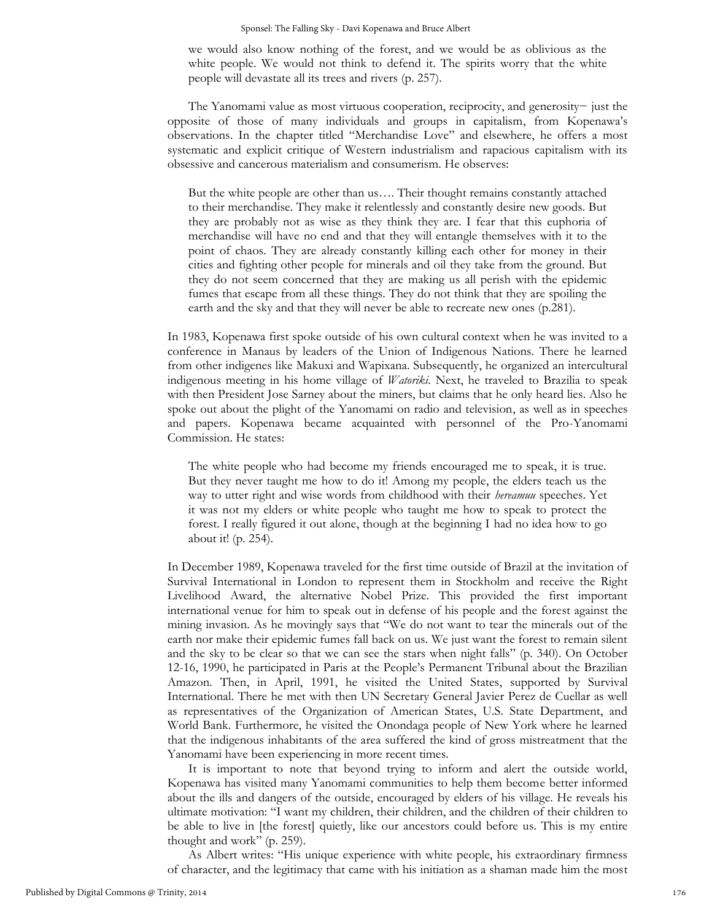we would also know nothing of the forest, and we would be as oblivious as the white people. We would not think to defend it. The spirits worry that the white people will devastate all its trees and rivers (p. 257).

The Yanomami value as most virtuous cooperation, reciprocity, and generosity– just the opposite of those of many individuals and groups in capitalism, from Kopenawa's observations. In the chapter titled "Merchandise Love" and elsewhere, he offers a most systematic and explicit critique of Western industrialism and rapacious capitalism with its obsessive and cancerous materialism and consumerism. He observes:

> But the white people are other than us…. Their thought remains constantly attached to their merchandise. They make it relentlessly and constantly desire new goods. But they are probably not as wise as they think they are. I fear that this euphoria of merchandise will have no end and that they will entangle themselves with it to the point of chaos. They are already constantly killing each other for money in their cities and fighting other people for minerals and oil they take from the ground. But they do not seem concerned that they are making us all perish with the epidemic fumes that escape from all these things. They do not think that they are spoiling the earth and the sky and that they will never be able to recreate new ones (p.281).

In 1983, Kopenawa first spoke outside of his own cultural context when he was invited to a conference in Manaus by leaders of the Union of Indigenous Nations. There he learned from other indigenes like Makuxi and Wapixana. Subsequently, he organized an intercultural indigenous meeting in his home village of *Watoriki*. Next, he traveled to Brazilia to speak with then President Jose Sarney about the miners, but claims that he only heard lies. Also he spoke out about the plight of the Yanomami on radio and television, as well as in speeches and papers. Kopenawa became acquainted with personnel of the Pro-Yanomami Commission. He states:

> The white people who had become my friends encouraged me to speak, it is true. But they never taught me how to do it! Among my people, the elders teach us the way to utter right and wise words from childhood with their *hereamuu* speeches. Yet it was not my elders or white people who taught me how to speak to protect the forest. I really figured it out alone, though at the beginning I had no idea how to go about it! (p. 254).

In December 1989, Kopenawa traveled for the first time outside of Brazil at the invitation of Survival International in London to represent them in Stockholm and receive the Right Livelihood Award, the alternative Nobel Prize. This provided the first important international venue for him to speak out in defense of his people and the forest against the mining invasion. As he movingly says that "We do not want to tear the minerals out of the earth nor make their epidemic fumes fall back on us. We just want the forest to remain silent and the sky to be clear so that we can see the stars when night falls" (p. 340). On October 12-16, 1990, he participated in Paris at the People's Permanent Tribunal about the Brazilian Amazon. Then, in April, 1991, he visited the United States, supported by Survival International. There he met with then UN Secretary General Javier Perez de Cuellar as well as representatives of the Organization of American States, U.S. State Department, and World Bank. Furthermore, he visited the Onondaga people of New York where he learned that the indigenous inhabitants of the area suffered the kind of gross mistreatment that the Yanomami have been experiencing in more recent times.

It is important to note that beyond trying to inform and alert the outside world, Kopenawa has visited many Yanomami communities to help them become better informed about the ills and dangers of the outside, encouraged by elders of his village. He reveals his ultimate motivation: "I want my children, their children, and the children of their children to be able to live in [the forest] quietly, like our ancestors could before us. This is my entire thought and work" (p. 259).

As Albert writes: "His unique experience with white people, his extraordinary firmness of character, and the legitimacy that came with his initiation as a shaman made him the most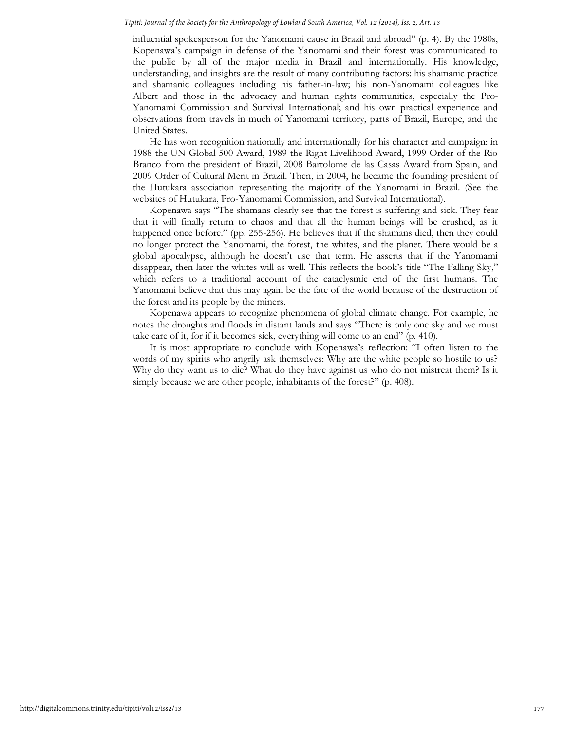influential spokesperson for the Yanomami cause in Brazil and abroad" (p. 4). By the 1980s, Kopenawa's campaign in defense of the Yanomami and their forest was communicated to the public by all of the major media in Brazil and internationally. His knowledge, understanding, and insights are the result of many contributing factors: his shamanic practice and shamanic colleagues including his father-in-law; his non-Yanomami colleagues like Albert and those in the advocacy and human rights communities, especially the Pro-Yanomami Commission and Survival International; and his own practical experience and observations from travels in much of Yanomami territory, parts of Brazil, Europe, and the United States.

He has won recognition nationally and internationally for his character and campaign: in 1988 the UN Global 500 Award, 1989 the Right Livelihood Award, 1999 Order of the Rio Branco from the president of Brazil, 2008 Bartolome de las Casas Award from Spain, and 2009 Order of Cultural Merit in Brazil. Then, in 2004, he became the founding president of the Hutukara association representing the majority of the Yanomami in Brazil. (See the websites of Hutukara, Pro-Yanomami Commission, and Survival International).

Kopenawa says "The shamans clearly see that the forest is suffering and sick. They fear that it will finally return to chaos and that all the human beings will be crushed, as it happened once before." (pp. 255-256). He believes that if the shamans died, then they could no longer protect the Yanomami, the forest, the whites, and the planet. There would be a global apocalypse, although he doesn't use that term. He asserts that if the Yanomami disappear, then later the whites will as well. This reflects the book's title "The Falling Sky," which refers to a traditional account of the cataclysmic end of the first humans. The Yanomami believe that this may again be the fate of the world because of the destruction of the forest and its people by the miners.

Kopenawa appears to recognize phenomena of global climate change. For example, he notes the droughts and floods in distant lands and says "There is only one sky and we must take care of it, for if it becomes sick, everything will come to an end" (p. 410).

It is most appropriate to conclude with Kopenawa's reflection: "I often listen to the words of my spirits who angrily ask themselves: Why are the white people so hostile to us? Why do they want us to die? What do they have against us who do not mistreat them? Is it simply because we are other people, inhabitants of the forest?" (p. 408).